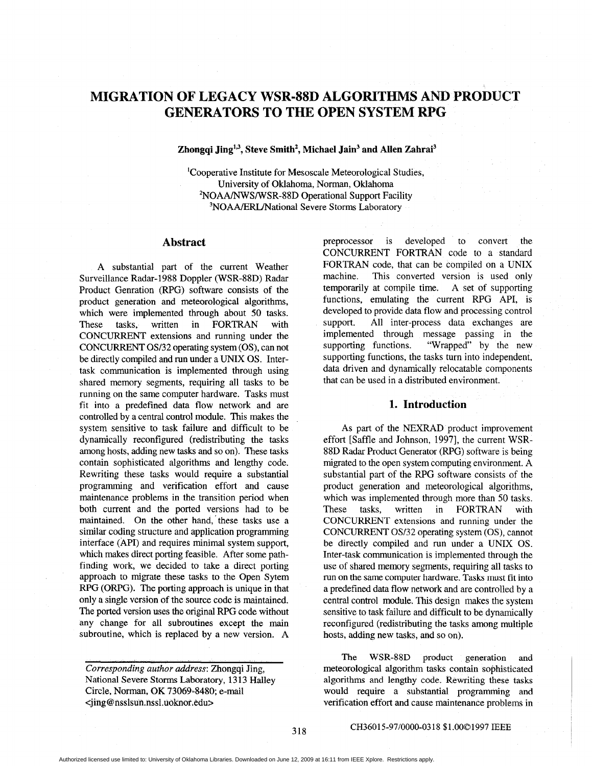# MIGRATION OF LEGACY WSR-88D ALGORITHMS AND PRODUCT GENERATORS TO THE OPEN SYSTEM RPG

**Zhongqi Jing[1,3], Steve Smith[2], Michael Jain[3] and Allen Zahrai[3]**

[1]Cooperative Institute for Mesoscale Meteorological Studies, University of Oklahoma, Norman, Oklahoma
[2]NOAA/NWS/WSR-88D Operational Support Facility
[3]NOAA/ERL/National Severe Storms Laboratory

## Abstract

A substantial part of the current Weather Surveillance Radar-1988 Doppler (WSR-88D) Radar Product Genration (RPG) software consists of the product generation and meteorological algorithms, which were implemented through about 50 tasks. These tasks, written in FORTRAN with CONCURRENT extensions and running under the CONCURRENT OS/32 operating system (OS), can not be directly compiled and run under a UNIX OS. Inter-task communication is implemented through using shared memory segments, requiring all tasks to be running on the same computer hardware. Tasks must fit into a predefined data flow network and are controlled by a central control module. This makes the system sensitive to task failure and difficult to be dynamically reconfigured (redistributing the tasks among hosts, adding new tasks and so on). These tasks contain sophisticated algorithms and lengthy code. Rewriting these tasks would require a substantial programming and verification effort and cause maintenance problems in the transition period when both current and the ported versions had to be maintained. On the other hand, these tasks use a similar coding structure and application programming interface (API) and requires minimal system support, which makes direct porting feasible. After some path-finding work, we decided to take a direct porting approach to migrate these tasks to the Open Sytem RPG (ORPG). The porting approach is unique in that only a single version of the source code is maintained. The ported version uses the original RPG code without any change for all subroutines except the main subroutine, which is replaced by a new version. A preprocessor is developed to convert the CONCURRENT FORTRAN code to a standard FORTRAN code, that can be compiled on a UNIX machine. This converted version is used only temporarily at compile time. A set of supporting functions, emulating the current RPG API, is developed to provide data flow and processing control support. All inter-process data exchanges are implemented through message passing in the supporting functions. "Wrapped" by the new supporting functions, the tasks turn into independent, data driven and dynamically relocatable components that can be used in a distributed environment.

## 1. Introduction

As part of the NEXRAD product improvement effort [Saffle and Johnson, 1997], the current WSR-88D Radar Product Generator (RPG) software is being migrated to the open system computing environment. A substantial part of the RPG software consists of the product generation and meteorological algorithms, which was implemented through more than 50 tasks. These tasks, written in FORTRAN with CONCURRENT extensions and running under the CONCURRENT OS/32 operating system (OS), cannot be directly compiled and run under a UNIX OS. Inter-task communication is implemented through the use of shared memory segments, requiring all tasks to run on the same computer hardware. Tasks must fit into a predefined data flow network and are controlled by a central control module. This design makes the system sensitive to task failure and difficult to be dynamically reconfigured (redistributing the tasks among multiple hosts, adding new tasks, and so on).

The WSR-88D product generation and meteorological algorithm tasks contain sophisticated algorithms and lengthy code. Rewriting these tasks would require a substantial programming and verification effort and cause maintenance problems in

---

*Corresponding author address*: Zhongqi Jing, National Severe Storms Laboratory, 1313 Halley Circle, Norman, OK 73069-8480; e-mail <jing@nsslsun.nssl.uoknor.edu>

CH36015-97/0000-0318 $1.00©1997 IEEE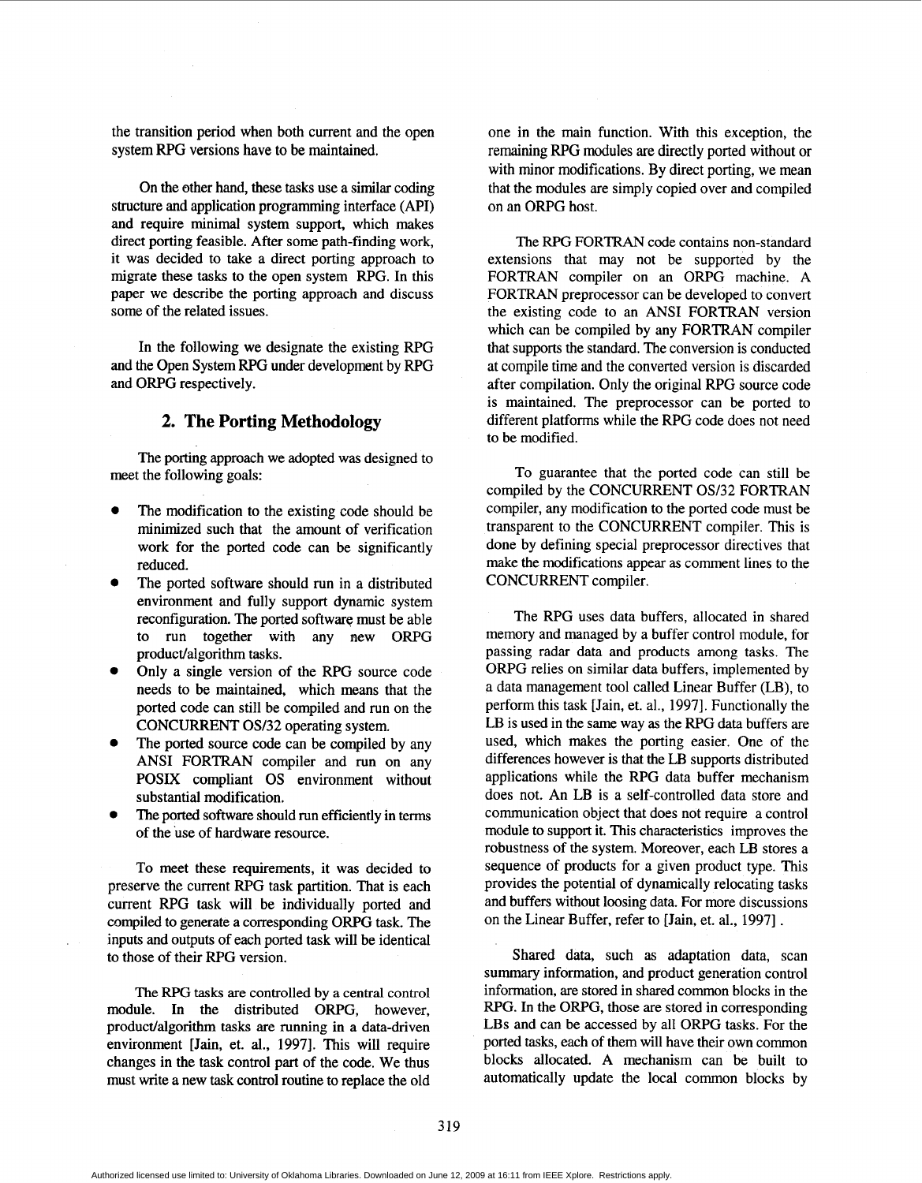the transition period when both current and the open system RPG versions have to be maintained.

On the other hand, these tasks use a similar coding structure and application programming interface (API) and require minimal system support, which makes direct porting feasible. After some path-finding work, it was decided to take a direct porting approach to migrate these tasks to the open system RPG. In this paper we describe the porting approach and discuss some of the related issues.

In the following we designate the existing RPG and the Open System RPG under development by RPG and ORPG respectively.

## 2. The Porting Methodology

The porting approach we adopted was designed to meet the following goals:

- The modification to the existing code should be minimized such that the amount of verification work for the ported code can be significantly reduced.
- The ported software should run in a distributed environment and fully support dynamic system reconfiguration. The ported software must be able to run together with any new ORPG product/algorithm tasks.
- Only a single version of the RPG source code needs to be maintained, which means that the ported code can still be compiled and run on the CONCURRENT OS/32 operating system.
- The ported source code can be compiled by any ANSI FORTRAN compiler and run on any POSIX compliant OS environment without substantial modification.
- The ported software should run efficiently in terms of the use of hardware resource.

To meet these requirements, it was decided to preserve the current RPG task partition. That is each current RPG task will be individually ported and compiled to generate a corresponding ORPG task. The inputs and outputs of each ported task will be identical to those of their RPG version.

The RPG tasks are controlled by a central control module. In the distributed ORPG, however, product/algorithm tasks are running in a data-driven environment [Jain, et. al., 1997]. This will require changes in the task control part of the code. We thus must write a new task control routine to replace the old one in the main function. With this exception, the remaining RPG modules are directly ported without or with minor modifications. By direct porting, we mean that the modules are simply copied over and compiled on an ORPG host.

The RPG FORTRAN code contains non-standard extensions that may not be supported by the FORTRAN compiler on an ORPG machine. A FORTRAN preprocessor can be developed to convert the existing code to an ANSI FORTRAN version which can be compiled by any FORTRAN compiler that supports the standard. The conversion is conducted at compile time and the converted version is discarded after compilation. Only the original RPG source code is maintained. The preprocessor can be ported to different platforms while the RPG code does not need to be modified.

To guarantee that the ported code can still be compiled by the CONCURRENT OS/32 FORTRAN compiler, any modification to the ported code must be transparent to the CONCURRENT compiler. This is done by defining special preprocessor directives that make the modifications appear as comment lines to the CONCURRENT compiler.

The RPG uses data buffers, allocated in shared memory and managed by a buffer control module, for passing radar data and products among tasks. The ORPG relies on similar data buffers, implemented by a data management tool called Linear Buffer (LB), to perform this task [Jain, et. al., 1997]. Functionally the LB is used in the same way as the RPG data buffers are used, which makes the porting easier. One of the differences however is that the LB supports distributed applications while the RPG data buffer mechanism does not. An LB is a self-controlled data store and communication object that does not require a control module to support it. This characteristics improves the robustness of the system. Moreover, each LB stores a sequence of products for a given product type. This provides the potential of dynamically relocating tasks and buffers without loosing data. For more discussions on the Linear Buffer, refer to [Jain, et. al., 1997].

Shared data, such as adaptation data, scan summary information, and product generation control information, are stored in shared common blocks in the RPG. In the ORPG, those are stored in corresponding LBs and can be accessed by all ORPG tasks. For the ported tasks, each of them will have their own common blocks allocated. A mechanism can be built to automatically update the local common blocks by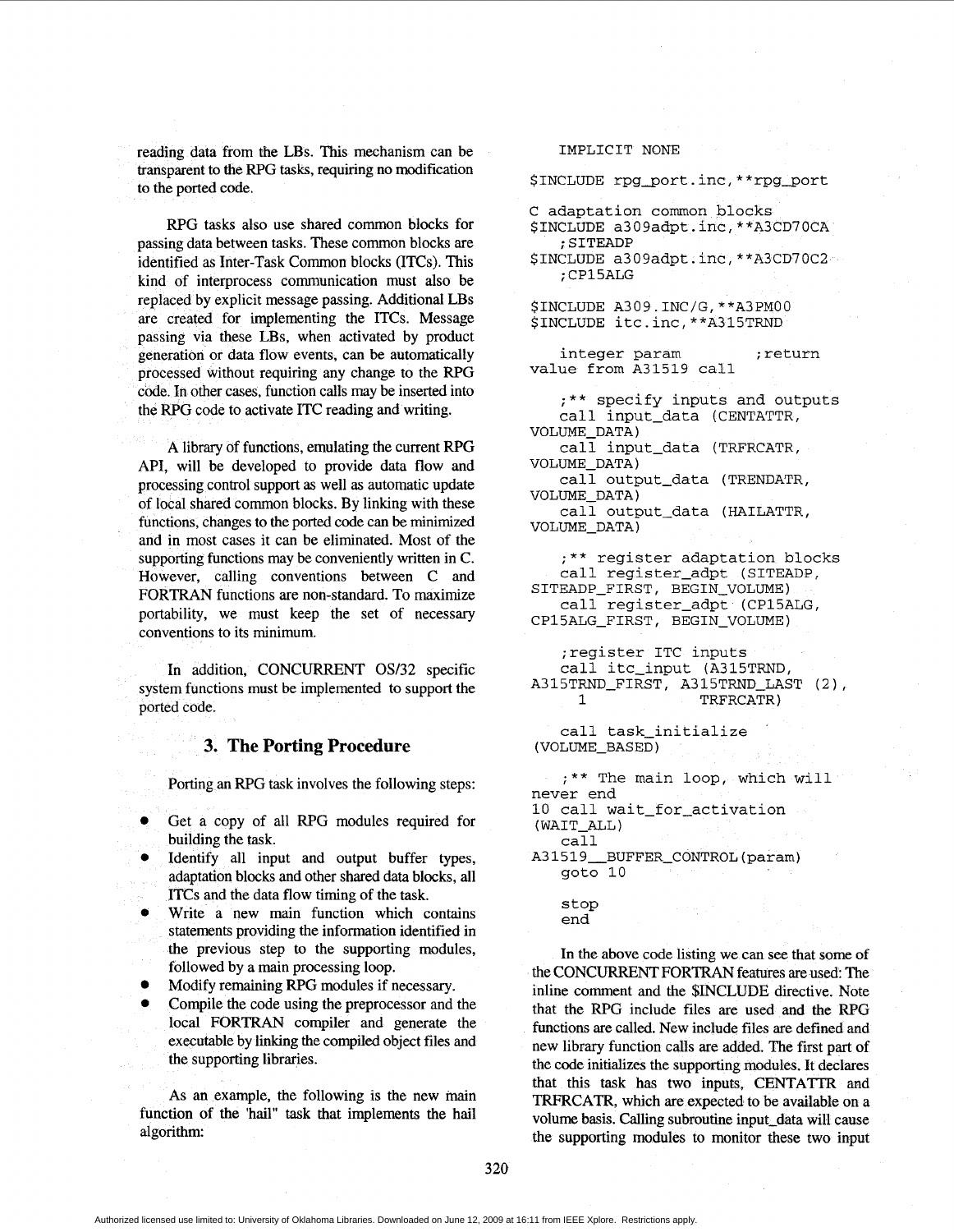reading data from the LBs. This mechanism can be transparent to the RPG tasks, requiring no modification to the ported code.

RPG tasks also use shared common blocks for passing data between tasks. These common blocks are identified as Inter-Task Common blocks (ITCs). This kind of interprocess communication must also be replaced by explicit message passing. Additional LBs are created for implementing the ITCs. Message passing via these LBs, when activated by product generation or data flow events, can be automatically processed without requiring any change to the RPG code. In other cases, function calls may be inserted into the RPG code to activate ITC reading and writing.

A library of functions, emulating the current RPG API, will be developed to provide data flow and processing control support as well as automatic update of local shared common blocks. By linking with these functions, changes to the ported code can be minimized and in most cases it can be eliminated. Most of the supporting functions may be conveniently written in C. However, calling conventions between C and FORTRAN functions are non-standard. To maximize portability, we must keep the set of necessary conventions to its minimum.

In addition, CONCURRENT OS/32 specific system functions must be implemented to support the ported code.

## 3. The Porting Procedure

Porting an RPG task involves the following steps:

- Get a copy of all RPG modules required for building the task.
- Identify all input and output buffer types, adaptation blocks and other shared data blocks, all ITCs and the data flow timing of the task.
- Write a new main function which contains statements providing the information identified in the previous step to the supporting modules, followed by a main processing loop.
- Modify remaining RPG modules if necessary.
- Compile the code using the preprocessor and the local FORTRAN compiler and generate the executable by linking the compiled object files and the supporting libraries.

As an example, the following is the new main function of the "hail" task that implements the hail algorithm:

```
   IMPLICIT NONE

$INCLUDE rpg_port.inc,**rpg_port

C adaptation common blocks
$INCLUDE a309adpt.inc,**A3CD70CA
    ;SITEADP
$INCLUDE a309adpt.inc,**A3CD70C2
    ;CP15ALG

$INCLUDE A309.INC/G,**A3PM00
$INCLUDE itc.inc,**A315TRND

   integer param          ;return
value from A31519 call

   ;** specify inputs and outputs
   call input_data (CENTATTR,
VOLUME_DATA)
   call input_data (TRFRCATR,
VOLUME_DATA)
   call output_data (TRENDATR,
VOLUME_DATA)
   call output_data (HAILATTR,
VOLUME_DATA)

   ;** register adaptation blocks
   call register_adpt (SITEADP,
SITEADP_FIRST, BEGIN_VOLUME)
   call register_adpt (CP15ALG,
CP15ALG_FIRST, BEGIN_VOLUME)

   ;register ITC inputs
   call itc_input (A315TRND,
A315TRND_FIRST, A315TRND_LAST (2),
     1             TRFRCATR)

   call task_initialize
(VOLUME_BASED)

   ;** The main loop, which will
never end
10 call wait_for_activation
(WAIT_ALL)
   call
A31519__BUFFER_CONTROL(param)
   goto 10

   stop
   end
```

In the above code listing we can see that some of the CONCURRENT FORTRAN features are used: The inline comment and the $INCLUDE directive. Note that the RPG include files are used and the RPG functions are called. New include files are defined and new library function calls are added. The first part of the code initializes the supporting modules. It declares that this task has two inputs, CENTATTR and TRFRCATR, which are expected to be available on a volume basis. Calling subroutine input_data will cause the supporting modules to monitor these two input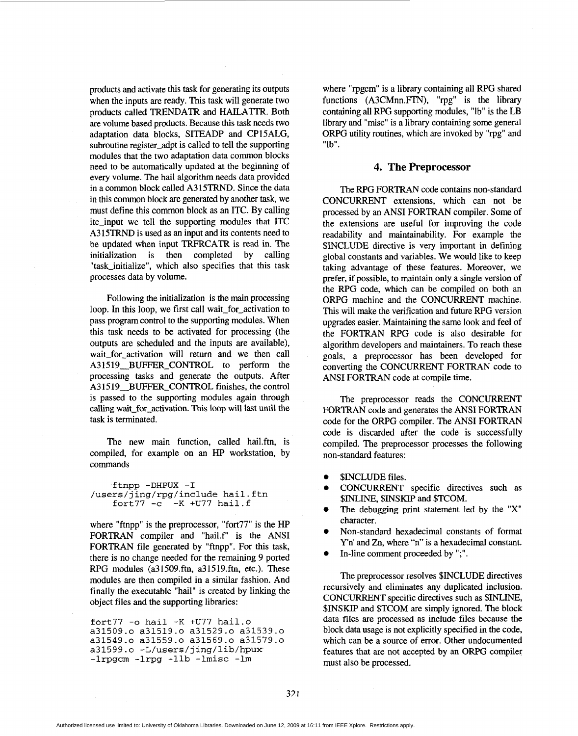products and activate this task for generating its outputs when the inputs are ready. This task will generate two products called TRENDATR and HAILATTR. Both are volume based products. Because this task needs two adaptation data blocks, SITEADP and CP15ALG, subroutine register_adpt is called to tell the supporting modules that the two adaptation data common blocks need to be automatically updated at the beginning of every volume. The hail algorithm needs data provided in a common block called A315TRND. Since the data in this common block are generated by another task, we must define this common block as an ITC. By calling itc_input we tell the supporting modules that ITC A315TRND is used as an input and its contents need to be updated when input TRFRCATR is read in. The initialization is then completed by calling "task_initialize", which also specifies that this task processes data by volume.

Following the initialization is the main processing loop. In this loop, we first call wait_for_activation to pass program control to the supporting modules. When this task needs to be activated for processing (the outputs are scheduled and the inputs are available), wait_for_activation will return and we then call A31519__BUFFER_CONTROL to perform the processing tasks and generate the outputs. After A31519__BUFFER_CONTROL finishes, the control is passed to the supporting modules again through calling wait_for_activation. This loop will last until the task is terminated.

The new main function, called hail.ftn, is compiled, for example on an HP workstation, by commands

```
ftnpp -DHPUX -I
/users/jing/rpg/include hail.ftn
fort77 -c  -K +U77 hail.f
```

where "ftnpp" is the preprocessor, "fort77" is the HP FORTRAN compiler and "hail.f" is the ANSI FORTRAN file generated by "ftnpp". For this task, there is no change needed for the remaining 9 ported RPG modules (a31509.ftn, a31519.ftn, etc.). These modules are then compiled in a similar fashion. And finally the executable "hail" is created by linking the object files and the supporting libraries:

```
fort77 -o hail -K +U77 hail.o
a31509.o a31519.o a31529.o a31539.o
a31549.o a31559.o a31569.o a31579.o
a31599.o -L/users/jing/lib/hpux
-lrpgcm -lrpg -llb -lmisc -lm
```

where "rpgcm" is a library containing all RPG shared functions (A3CMnn.FTN), "rpg" is the library containing all RPG supporting modules, "lb" is the LB library and "misc" is a library containing some general ORPG utility routines, which are invoked by "rpg" and "lb".

## 4. The Preprocessor

The RPG FORTRAN code contains non-standard CONCURRENT extensions, which can not be processed by an ANSI FORTRAN compiler. Some of the extensions are useful for improving the code readability and maintainability. For example the $INCLUDE directive is very important in defining global constants and variables. We would like to keep taking advantage of these features. Moreover, we prefer, if possible, to maintain only a single version of the RPG code, which can be compiled on both an ORPG machine and the CONCURRENT machine. This will make the verification and future RPG version upgrades easier. Maintaining the same look and feel of the FORTRAN RPG code is also desirable for algorithm developers and maintainers. To reach these goals, a preprocessor has been developed for converting the CONCURRENT FORTRAN code to ANSI FORTRAN code at compile time.

The preprocessor reads the CONCURRENT FORTRAN code and generates the ANSI FORTRAN code for the ORPG compiler. The ANSI FORTRAN code is discarded after the code is successfully compiled. The preprocessor processes the following non-standard features:

- $INCLUDE files.
- CONCURRENT specific directives such as $INLINE, $INSKIP and $TCOM.
- The debugging print statement led by the "X" character.
- Non-standard hexadecimal constants of format Y'n' and Zn, where "n" is a hexadecimal constant.
- In-line comment proceeded by ";".

The preprocessor resolves $INCLUDE directives recursively and eliminates any duplicated inclusion. CONCURRENT specific directives such as $INLINE, $INSKIP and $TCOM are simply ignored. The block data files are processed as include files because the block data usage is not explicitly specified in the code, which can be a source of error. Other undocumented features that are not accepted by an ORPG compiler must also be processed.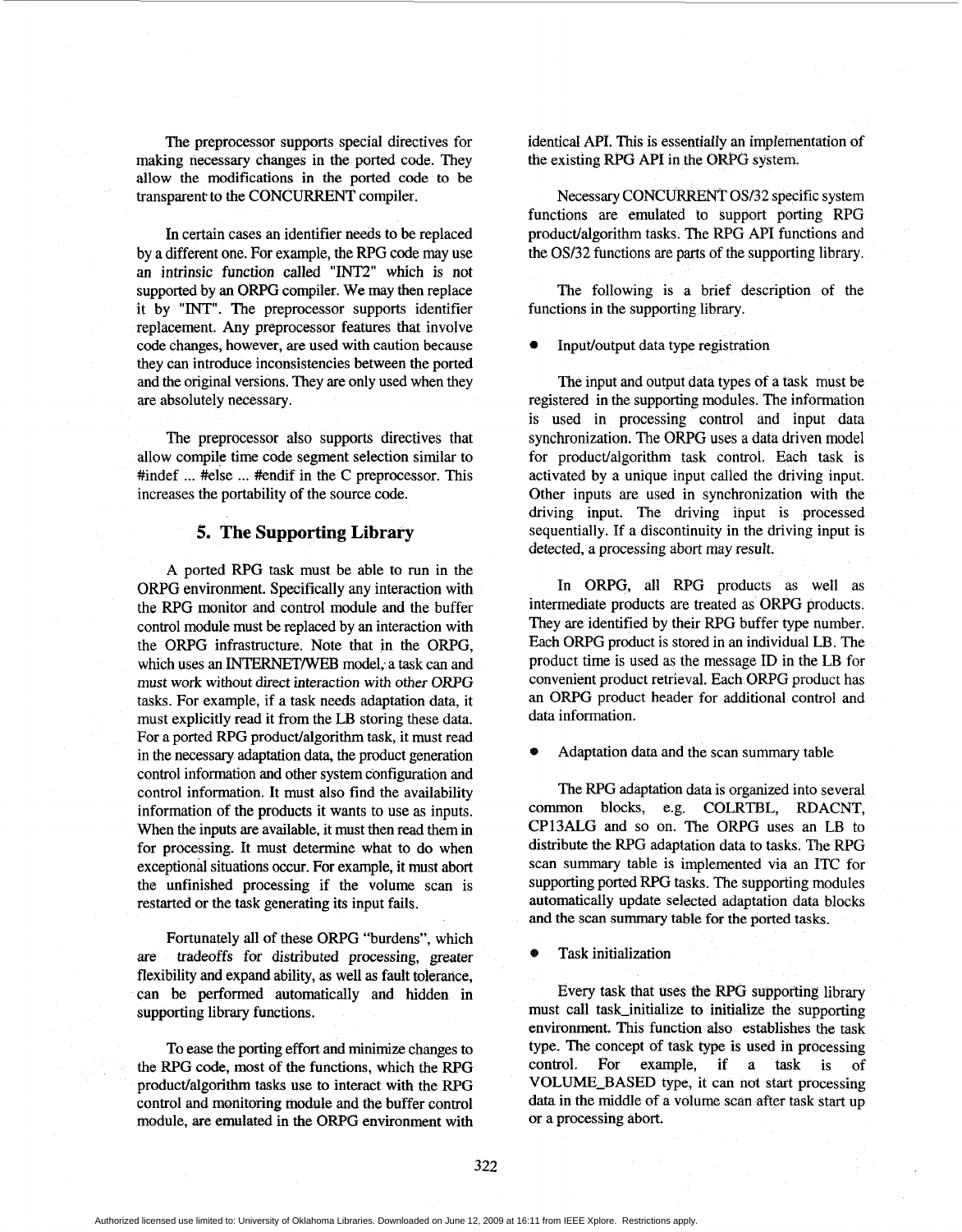The preprocessor supports special directives for making necessary changes in the ported code. They allow the modifications in the ported code to be transparent to the CONCURRENT compiler.

In certain cases an identifier needs to be replaced by a different one. For example, the RPG code may use an intrinsic function called "INT2" which is not supported by an ORPG compiler. We may then replace it by "INT". The preprocessor supports identifier replacement. Any preprocessor features that involve code changes, however, are used with caution because they can introduce inconsistencies between the ported and the original versions. They are only used when they are absolutely necessary.

The preprocessor also supports directives that allow compile time code segment selection similar to #indef ... #else ... #endif in the C preprocessor. This increases the portability of the source code.

## 5. The Supporting Library

A ported RPG task must be able to run in the ORPG environment. Specifically any interaction with the RPG monitor and control module and the buffer control module must be replaced by an interaction with the ORPG infrastructure. Note that in the ORPG, which uses an INTERNET/WEB model, a task can and must work without direct interaction with other ORPG tasks. For example, if a task needs adaptation data, it must explicitly read it from the LB storing these data. For a ported RPG product/algorithm task, it must read in the necessary adaptation data, the product generation control information and other system configuration and control information. It must also find the availability information of the products it wants to use as inputs. When the inputs are available, it must then read them in for processing. It must determine what to do when exceptional situations occur. For example, it must abort the unfinished processing if the volume scan is restarted or the task generating its input fails.

Fortunately all of these ORPG "burdens", which are tradeoffs for distributed processing, greater flexibility and expand ability, as well as fault tolerance, can be performed automatically and hidden in supporting library functions.

To ease the porting effort and minimize changes to the RPG code, most of the functions, which the RPG product/algorithm tasks use to interact with the RPG control and monitoring module and the buffer control module, are emulated in the ORPG environment with identical API. This is essentially an implementation of the existing RPG API in the ORPG system.

Necessary CONCURRENT OS/32 specific system functions are emulated to support porting RPG product/algorithm tasks. The RPG API functions and the OS/32 functions are parts of the supporting library.

The following is a brief description of the functions in the supporting library.

- Input/output data type registration

The input and output data types of a task must be registered in the supporting modules. The information is used in processing control and input data synchronization. The ORPG uses a data driven model for product/algorithm task control. Each task is activated by a unique input called the driving input. Other inputs are used in synchronization with the driving input. The driving input is processed sequentially. If a discontinuity in the driving input is detected, a processing abort may result.

In ORPG, all RPG products as well as intermediate products are treated as ORPG products. They are identified by their RPG buffer type number. Each ORPG product is stored in an individual LB. The product time is used as the message ID in the LB for convenient product retrieval. Each ORPG product has an ORPG product header for additional control and data information.

- Adaptation data and the scan summary table

The RPG adaptation data is organized into several common blocks, e.g. COLRTBL, RDACNT, CP13ALG and so on. The ORPG uses an LB to distribute the RPG adaptation data to tasks. The RPG scan summary table is implemented via an ITC for supporting ported RPG tasks. The supporting modules automatically update selected adaptation data blocks and the scan summary table for the ported tasks.

- Task initialization

Every task that uses the RPG supporting library must call task_initialize to initialize the supporting environment. This function also establishes the task type. The concept of task type is used in processing control. For example, if a task is of VOLUME_BASED type, it can not start processing data in the middle of a volume scan after task start up or a processing abort.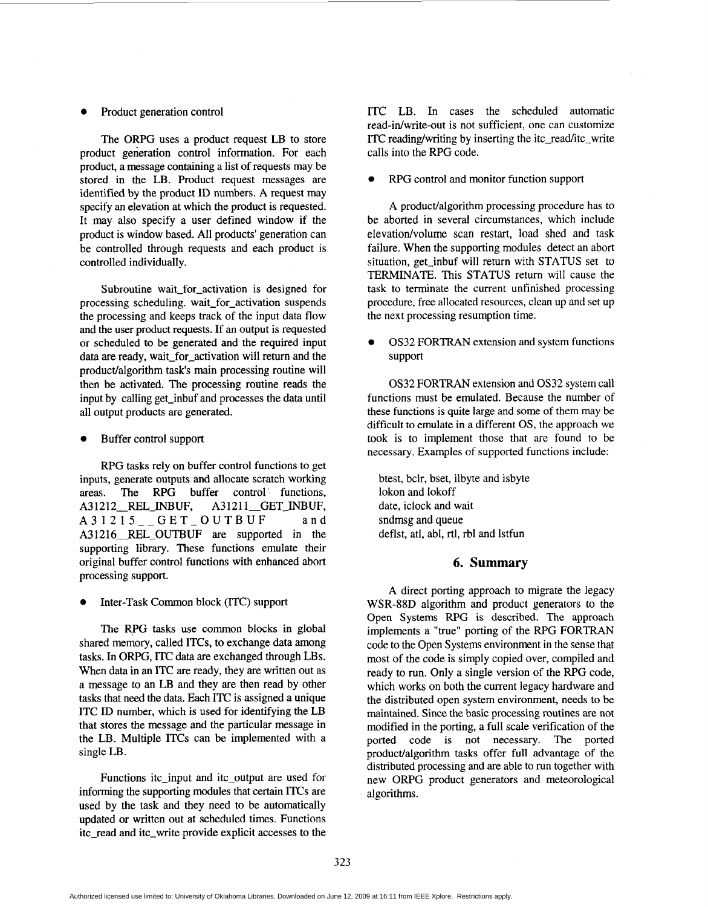- Product generation control

The ORPG uses a product request LB to store product generation control information. For each product, a message containing a list of requests may be stored in the LB. Product request messages are identified by the product ID numbers. A request may specify an elevation at which the product is requested. It may also specify a user defined window if the product is window based. All products' generation can be controlled through requests and each product is controlled individually.

Subroutine wait_for_activation is designed for processing scheduling. wait_for_activation suspends the processing and keeps track of the input data flow and the user product requests. If an output is requested or scheduled to be generated and the required input data are ready, wait_for_activation will return and the product/algorithm task's main processing routine will then be activated. The processing routine reads the input by calling get_inbuf and processes the data until all output products are generated.

- Buffer control support

RPG tasks rely on buffer control functions to get inputs, generate outputs and allocate scratch working areas. The RPG buffer control functions, A31212__REL_INBUF, A31211__GET_INBUF, A31215__GET_OUTBUF and A31216__REL_OUTBUF are supported in the supporting library. These functions emulate their original buffer control functions with enhanced abort processing support.

- Inter-Task Common block (ITC) support

The RPG tasks use common blocks in global shared memory, called ITCs, to exchange data among tasks. In ORPG, ITC data are exchanged through LBs. When data in an ITC are ready, they are written out as a message to an LB and they are then read by other tasks that need the data. Each ITC is assigned a unique ITC ID number, which is used for identifying the LB that stores the message and the particular message in the LB. Multiple ITCs can be implemented with a single LB.

Functions itc_input and itc_output are used for informing the supporting modules that certain ITCs are used by the task and they need to be automatically updated or written out at scheduled times. Functions itc_read and itc_write provide explicit accesses to the ITC LB. In cases the scheduled automatic read-in/write-out is not sufficient, one can customize ITC reading/writing by inserting the itc_read/itc_write calls into the RPG code.

- RPG control and monitor function support

A product/algorithm processing procedure has to be aborted in several circumstances, which include elevation/volume scan restart, load shed and task failure. When the supporting modules detect an abort situation, get_inbuf will return with STATUS set to TERMINATE. This STATUS return will cause the task to terminate the current unfinished processing procedure, free allocated resources, clean up and set up the next processing resumption time.

- OS32 FORTRAN extension and system functions support

OS32 FORTRAN extension and OS32 system call functions must be emulated. Because the number of these functions is quite large and some of them may be difficult to emulate in a different OS, the approach we took is to implement those that are found to be necessary. Examples of supported functions include:

btest, bclr, bset, ilbyte and isbyte
lokon and lokoff
date, iclock and wait
sndmsg and queue
deflst, atl, abl, rtl, rbl and lstfun

## 6. Summary

A direct porting approach to migrate the legacy WSR-88D algorithm and product generators to the Open Systems RPG is described. The approach implements a "true" porting of the RPG FORTRAN code to the Open Systems environment in the sense that most of the code is simply copied over, compiled and ready to run. Only a single version of the RPG code, which works on both the current legacy hardware and the distributed open system environment, needs to be maintained. Since the basic processing routines are not modified in the porting, a full scale verification of the ported code is not necessary. The ported product/algorithm tasks offer full advantage of the distributed processing and are able to run together with new ORPG product generators and meteorological algorithms.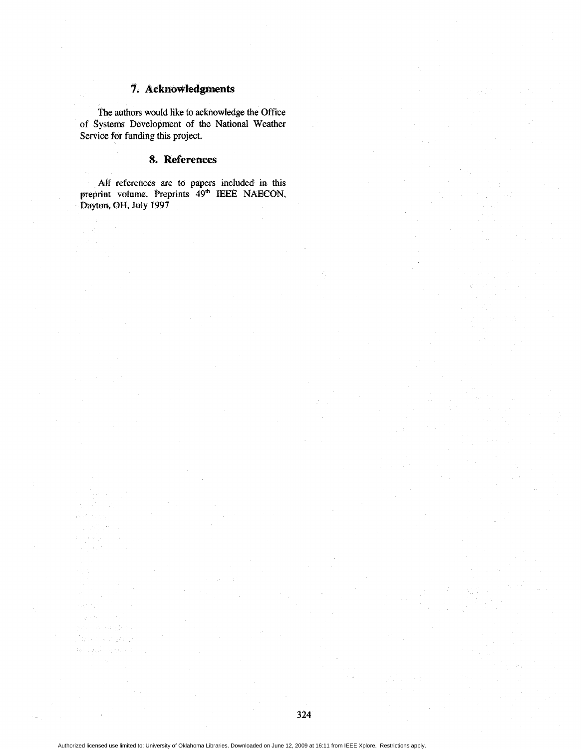## 7. Acknowledgments

The authors would like to acknowledge the Office of Systems Development of the National Weather Service for funding this project.

## 8. References

All references are to papers included in this preprint volume. Preprints 49th IEEE NAECON, Dayton, OH, July 1997